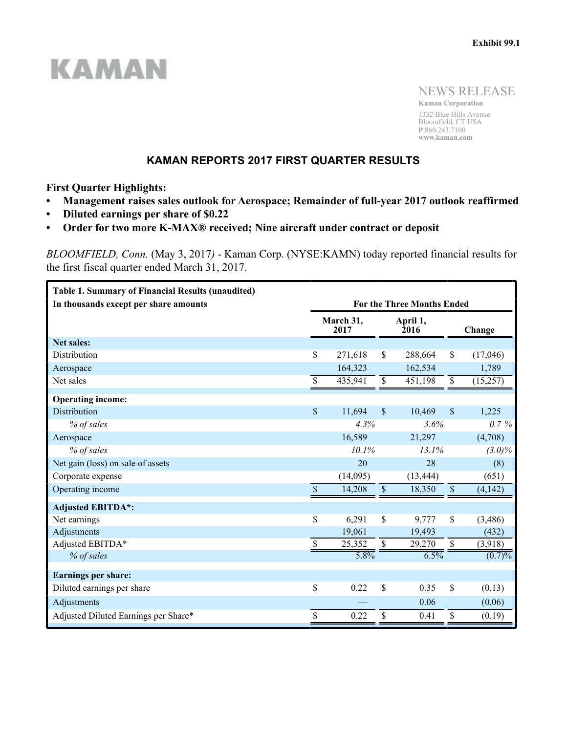Exhibit 99.1

KAMAN

NEWS RELEASE

**Kaman Corporation**
1332 Blue Hills Avenue
Bloomfield, CT USA
**P** 860.243.7100
**www.kaman.com**

# KAMAN REPORTS 2017 FIRST QUARTER RESULTS

**First Quarter Highlights:**

- **Management raises sales outlook for Aerospace; Remainder of full-year 2017 outlook reaffirmed**
- **Diluted earnings per share of $0.22**
- **Order for two more K-MAX® received; Nine aircraft under contract or deposit**

*BLOOMFIELD, Conn.* (May 3, 2017*)* - Kaman Corp. (NYSE:KAMN) today reported financial results for the first fiscal quarter ended March 31, 2017.

| **Table 1. Summary of Financial Results (unaudited)** **In thousands except per share amounts** | **For the Three Months Ended** | | |
|---|---|---|---|
| | **March 31, 2017** | **April 1, 2016** | **Change** |
| **Net sales:** | | | |
| Distribution | $ 271,618 | $ 288,664 | $ (17,046) |
| Aerospace | 164,323 | 162,534 | 1,789 |
| Net sales | $ 435,941 | $ 451,198 | $ (15,257) |
| **Operating income:** | | | |
| Distribution | $ 11,694 | $ 10,469 | $ 1,225 |
| *% of sales* | *4.3%* | *3.6%* | *0.7 %* |
| Aerospace | 16,589 | 21,297 | (4,708) |
| *% of sales* | *10.1%* | *13.1%* | *(3.0)%* |
| Net gain (loss) on sale of assets | 20 | 28 | (8) |
| Corporate expense | (14,095) | (13,444) | (651) |
| Operating income | $ 14,208 | $ 18,350 | $ (4,142) |
| **Adjusted EBITDA*:** | | | |
| Net earnings | $ 6,291 | $ 9,777 | $ (3,486) |
| Adjustments | 19,061 | 19,493 | (432) |
| Adjusted EBITDA* | $ 25,352 | $ 29,270 | $ (3,918) |
| *% of sales* | 5.8% | 6.5% | (0.7)% |
| **Earnings per share:** | | | |
| Diluted earnings per share | $ 0.22 | $ 0.35 | $ (0.13) |
| Adjustments | — | 0.06 | (0.06) |
| Adjusted Diluted Earnings per Share* | $ 0.22 | $ 0.41 | $ (0.19) |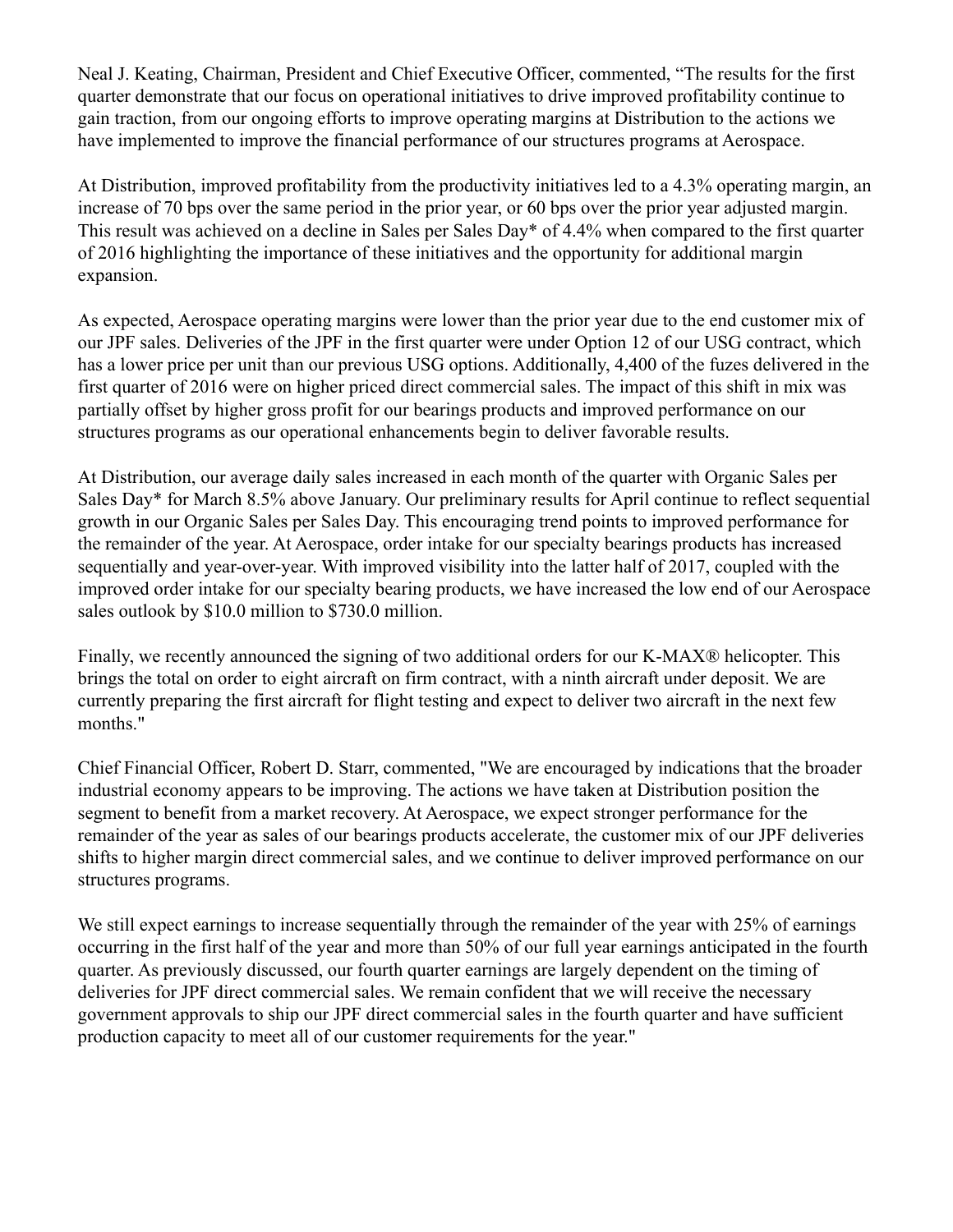Neal J. Keating, Chairman, President and Chief Executive Officer, commented, "The results for the first quarter demonstrate that our focus on operational initiatives to drive improved profitability continue to gain traction, from our ongoing efforts to improve operating margins at Distribution to the actions we have implemented to improve the financial performance of our structures programs at Aerospace.

At Distribution, improved profitability from the productivity initiatives led to a 4.3% operating margin, an increase of 70 bps over the same period in the prior year, or 60 bps over the prior year adjusted margin. This result was achieved on a decline in Sales per Sales Day* of 4.4% when compared to the first quarter of 2016 highlighting the importance of these initiatives and the opportunity for additional margin expansion.

As expected, Aerospace operating margins were lower than the prior year due to the end customer mix of our JPF sales. Deliveries of the JPF in the first quarter were under Option 12 of our USG contract, which has a lower price per unit than our previous USG options. Additionally, 4,400 of the fuzes delivered in the first quarter of 2016 were on higher priced direct commercial sales. The impact of this shift in mix was partially offset by higher gross profit for our bearings products and improved performance on our structures programs as our operational enhancements begin to deliver favorable results.

At Distribution, our average daily sales increased in each month of the quarter with Organic Sales per Sales Day* for March 8.5% above January. Our preliminary results for April continue to reflect sequential growth in our Organic Sales per Sales Day. This encouraging trend points to improved performance for the remainder of the year. At Aerospace, order intake for our specialty bearings products has increased sequentially and year-over-year. With improved visibility into the latter half of 2017, coupled with the improved order intake for our specialty bearing products, we have increased the low end of our Aerospace sales outlook by $10.0 million to $730.0 million.

Finally, we recently announced the signing of two additional orders for our K-MAX® helicopter. This brings the total on order to eight aircraft on firm contract, with a ninth aircraft under deposit. We are currently preparing the first aircraft for flight testing and expect to deliver two aircraft in the next few months."

Chief Financial Officer, Robert D. Starr, commented, "We are encouraged by indications that the broader industrial economy appears to be improving. The actions we have taken at Distribution position the segment to benefit from a market recovery. At Aerospace, we expect stronger performance for the remainder of the year as sales of our bearings products accelerate, the customer mix of our JPF deliveries shifts to higher margin direct commercial sales, and we continue to deliver improved performance on our structures programs.

We still expect earnings to increase sequentially through the remainder of the year with 25% of earnings occurring in the first half of the year and more than 50% of our full year earnings anticipated in the fourth quarter. As previously discussed, our fourth quarter earnings are largely dependent on the timing of deliveries for JPF direct commercial sales. We remain confident that we will receive the necessary government approvals to ship our JPF direct commercial sales in the fourth quarter and have sufficient production capacity to meet all of our customer requirements for the year."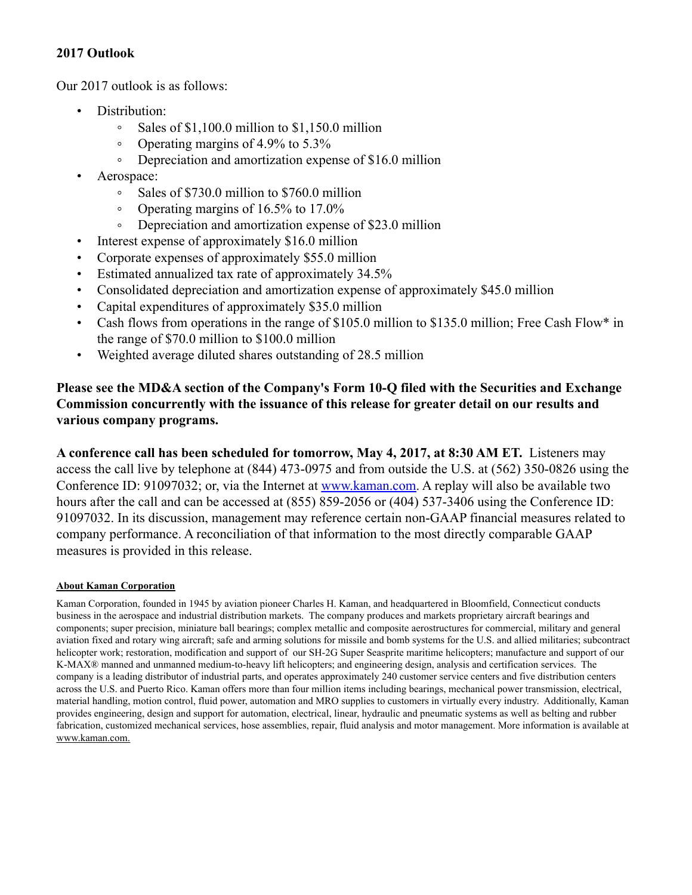## 2017 Outlook

Our 2017 outlook is as follows:

- Distribution:
  - Sales of $1,100.0 million to $1,150.0 million
  - Operating margins of 4.9% to 5.3%
  - Depreciation and amortization expense of $16.0 million
- Aerospace:
  - Sales of $730.0 million to $760.0 million
  - Operating margins of 16.5% to 17.0%
  - Depreciation and amortization expense of $23.0 million
- Interest expense of approximately $16.0 million
- Corporate expenses of approximately $55.0 million
- Estimated annualized tax rate of approximately 34.5%
- Consolidated depreciation and amortization expense of approximately $45.0 million
- Capital expenditures of approximately $35.0 million
- Cash flows from operations in the range of $105.0 million to $135.0 million; Free Cash Flow* in the range of $70.0 million to $100.0 million
- Weighted average diluted shares outstanding of 28.5 million

**Please see the MD&A section of the Company's Form 10-Q filed with the Securities and Exchange Commission concurrently with the issuance of this release for greater detail on our results and various company programs.**

**A conference call has been scheduled for tomorrow, May 4, 2017, at 8:30 AM ET.** Listeners may access the call live by telephone at (844) 473-0975 and from outside the U.S. at (562) 350-0826 using the Conference ID: 91097032; or, via the Internet at www.kaman.com. A replay will also be available two hours after the call and can be accessed at (855) 859-2056 or (404) 537-3406 using the Conference ID: 91097032. In its discussion, management may reference certain non-GAAP financial measures related to company performance. A reconciliation of that information to the most directly comparable GAAP measures is provided in this release.

**About Kaman Corporation**

Kaman Corporation, founded in 1945 by aviation pioneer Charles H. Kaman, and headquartered in Bloomfield, Connecticut conducts business in the aerospace and industrial distribution markets. The company produces and markets proprietary aircraft bearings and components; super precision, miniature ball bearings; complex metallic and composite aerostructures for commercial, military and general aviation fixed and rotary wing aircraft; safe and arming solutions for missile and bomb systems for the U.S. and allied militaries; subcontract helicopter work; restoration, modification and support of our SH-2G Super Seasprite maritime helicopters; manufacture and support of our K-MAX® manned and unmanned medium-to-heavy lift helicopters; and engineering design, analysis and certification services. The company is a leading distributor of industrial parts, and operates approximately 240 customer service centers and five distribution centers across the U.S. and Puerto Rico. Kaman offers more than four million items including bearings, mechanical power transmission, electrical, material handling, motion control, fluid power, automation and MRO supplies to customers in virtually every industry. Additionally, Kaman provides engineering, design and support for automation, electrical, linear, hydraulic and pneumatic systems as well as belting and rubber fabrication, customized mechanical services, hose assemblies, repair, fluid analysis and motor management. More information is available at www.kaman.com.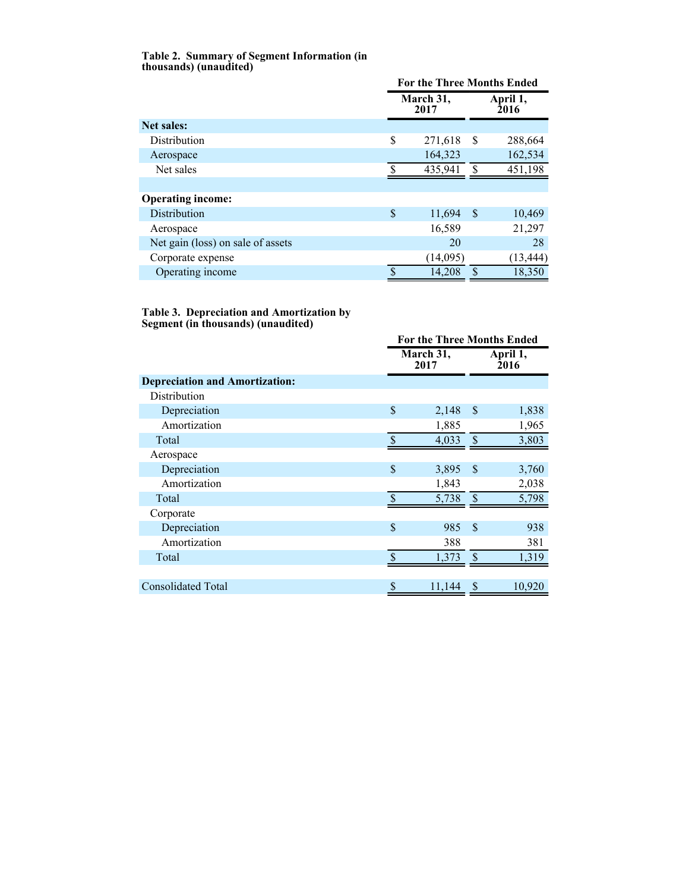**Table 2. Summary of Segment Information (in thousands) (unaudited)**

| | For the Three Months Ended | |
|---|---|---|
| | March 31, 2017 | April 1, 2016 |
| **Net sales:** | | |
| Distribution | $ 271,618 | $ 288,664 |
| Aerospace | 164,323 | 162,534 |
| Net sales | $ 435,941 | $ 451,198 |
| | | |
| **Operating income:** | | |
| Distribution | $ 11,694 | $ 10,469 |
| Aerospace | 16,589 | 21,297 |
| Net gain (loss) on sale of assets | 20 | 28 |
| Corporate expense | (14,095) | (13,444) |
| Operating income | $ 14,208 | $ 18,350 |

**Table 3. Depreciation and Amortization by Segment (in thousands) (unaudited)**

| | For the Three Months Ended | |
|---|---|---|
| | March 31, 2017 | April 1, 2016 |
| **Depreciation and Amortization:** | | |
| Distribution | | |
| Depreciation | $ 2,148 | $ 1,838 |
| Amortization | 1,885 | 1,965 |
| Total | $ 4,033 | $ 3,803 |
| Aerospace | | |
| Depreciation | $ 3,895 | $ 3,760 |
| Amortization | 1,843 | 2,038 |
| Total | $ 5,738 | $ 5,798 |
| Corporate | | |
| Depreciation | $ 985 | $ 938 |
| Amortization | 388 | 381 |
| Total | $ 1,373 | $ 1,319 |
| | | |
| Consolidated Total | $ 11,144 | $ 10,920 |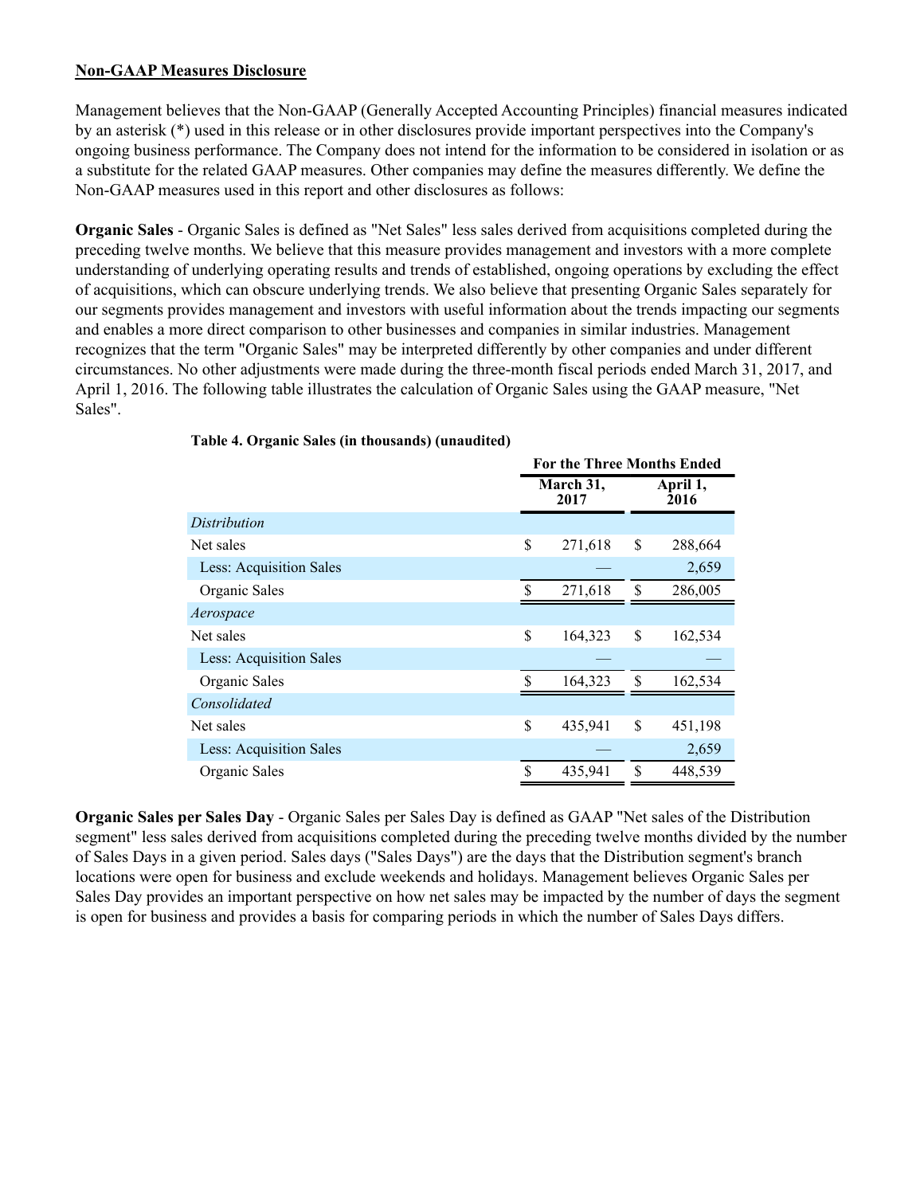**Non-GAAP Measures Disclosure**

Management believes that the Non-GAAP (Generally Accepted Accounting Principles) financial measures indicated by an asterisk (*) used in this release or in other disclosures provide important perspectives into the Company's ongoing business performance. The Company does not intend for the information to be considered in isolation or as a substitute for the related GAAP measures. Other companies may define the measures differently. We define the Non-GAAP measures used in this report and other disclosures as follows:

**Organic Sales** - Organic Sales is defined as "Net Sales" less sales derived from acquisitions completed during the preceding twelve months. We believe that this measure provides management and investors with a more complete understanding of underlying operating results and trends of established, ongoing operations by excluding the effect of acquisitions, which can obscure underlying trends. We also believe that presenting Organic Sales separately for our segments provides management and investors with useful information about the trends impacting our segments and enables a more direct comparison to other businesses and companies in similar industries. Management recognizes that the term "Organic Sales" may be interpreted differently by other companies and under different circumstances. No other adjustments were made during the three-month fiscal periods ended March 31, 2017, and April 1, 2016. The following table illustrates the calculation of Organic Sales using the GAAP measure, "Net Sales".

**Table 4. Organic Sales (in thousands) (unaudited)**

| | For the Three Months Ended | |
|---|---|---|
| | March 31, 2017 | April 1, 2016 |
| *Distribution* | | |
| Net sales | $ 271,618 | $ 288,664 |
| Less: Acquisition Sales | — | 2,659 |
| Organic Sales | $ 271,618 | $ 286,005 |
| *Aerospace* | | |
| Net sales | $ 164,323 | $ 162,534 |
| Less: Acquisition Sales | — | — |
| Organic Sales | $ 164,323 | $ 162,534 |
| *Consolidated* | | |
| Net sales | $ 435,941 | $ 451,198 |
| Less: Acquisition Sales | — | 2,659 |
| Organic Sales | $ 435,941 | $ 448,539 |

**Organic Sales per Sales Day** - Organic Sales per Sales Day is defined as GAAP "Net sales of the Distribution segment" less sales derived from acquisitions completed during the preceding twelve months divided by the number of Sales Days in a given period. Sales days ("Sales Days") are the days that the Distribution segment's branch locations were open for business and exclude weekends and holidays. Management believes Organic Sales per Sales Day provides an important perspective on how net sales may be impacted by the number of days the segment is open for business and provides a basis for comparing periods in which the number of Sales Days differs.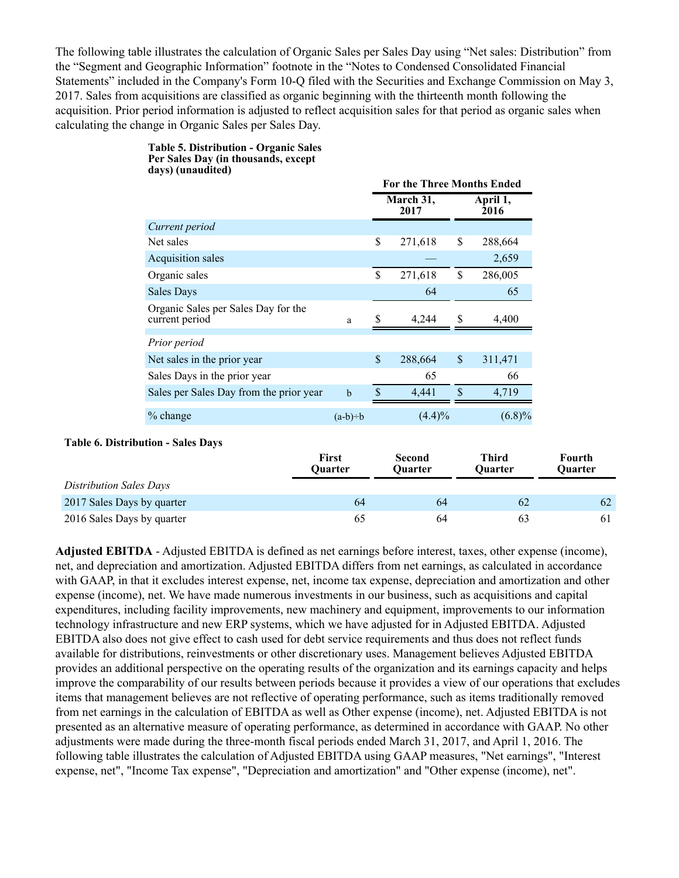The following table illustrates the calculation of Organic Sales per Sales Day using "Net sales: Distribution" from the "Segment and Geographic Information" footnote in the "Notes to Condensed Consolidated Financial Statements" included in the Company's Form 10-Q filed with the Securities and Exchange Commission on May 3, 2017. Sales from acquisitions are classified as organic beginning with the thirteenth month following the acquisition. Prior period information is adjusted to reflect acquisition sales for that period as organic sales when calculating the change in Organic Sales per Sales Day.

**Table 5. Distribution - Organic Sales Per Sales Day (in thousands, except days) (unaudited)**

| | | For the Three Months Ended | |
|---|---|---|---|
| | | March 31, 2017 | April 1, 2016 |
| *Current period* | | | |
| Net sales | | $ 271,618 | $ 288,664 |
| Acquisition sales | | — | 2,659 |
| Organic sales | | $ 271,618 | $ 286,005 |
| Sales Days | | 64 | 65 |
| Organic Sales per Sales Day for the current period | a | $ 4,244 | $ 4,400 |
| *Prior period* | | | |
| Net sales in the prior year | | $ 288,664 | $ 311,471 |
| Sales Days in the prior year | | 65 | 66 |
| Sales per Sales Day from the prior year | b | $ 4,441 | $ 4,719 |
| % change | (a-b)÷b | (4.4)% | (6.8)% |

**Table 6. Distribution - Sales Days**

| | First Quarter | Second Quarter | Third Quarter | Fourth Quarter |
|---|---|---|---|---|
| *Distribution Sales Days* | | | | |
| 2017 Sales Days by quarter | 64 | 64 | 62 | 62 |
| 2016 Sales Days by quarter | 65 | 64 | 63 | 61 |

**Adjusted EBITDA** - Adjusted EBITDA is defined as net earnings before interest, taxes, other expense (income), net, and depreciation and amortization. Adjusted EBITDA differs from net earnings, as calculated in accordance with GAAP, in that it excludes interest expense, net, income tax expense, depreciation and amortization and other expense (income), net. We have made numerous investments in our business, such as acquisitions and capital expenditures, including facility improvements, new machinery and equipment, improvements to our information technology infrastructure and new ERP systems, which we have adjusted for in Adjusted EBITDA. Adjusted EBITDA also does not give effect to cash used for debt service requirements and thus does not reflect funds available for distributions, reinvestments or other discretionary uses. Management believes Adjusted EBITDA provides an additional perspective on the operating results of the organization and its earnings capacity and helps improve the comparability of our results between periods because it provides a view of our operations that excludes items that management believes are not reflective of operating performance, such as items traditionally removed from net earnings in the calculation of EBITDA as well as Other expense (income), net. Adjusted EBITDA is not presented as an alternative measure of operating performance, as determined in accordance with GAAP. No other adjustments were made during the three-month fiscal periods ended March 31, 2017, and April 1, 2016. The following table illustrates the calculation of Adjusted EBITDA using GAAP measures, "Net earnings", "Interest expense, net", "Income Tax expense", "Depreciation and amortization" and "Other expense (income), net".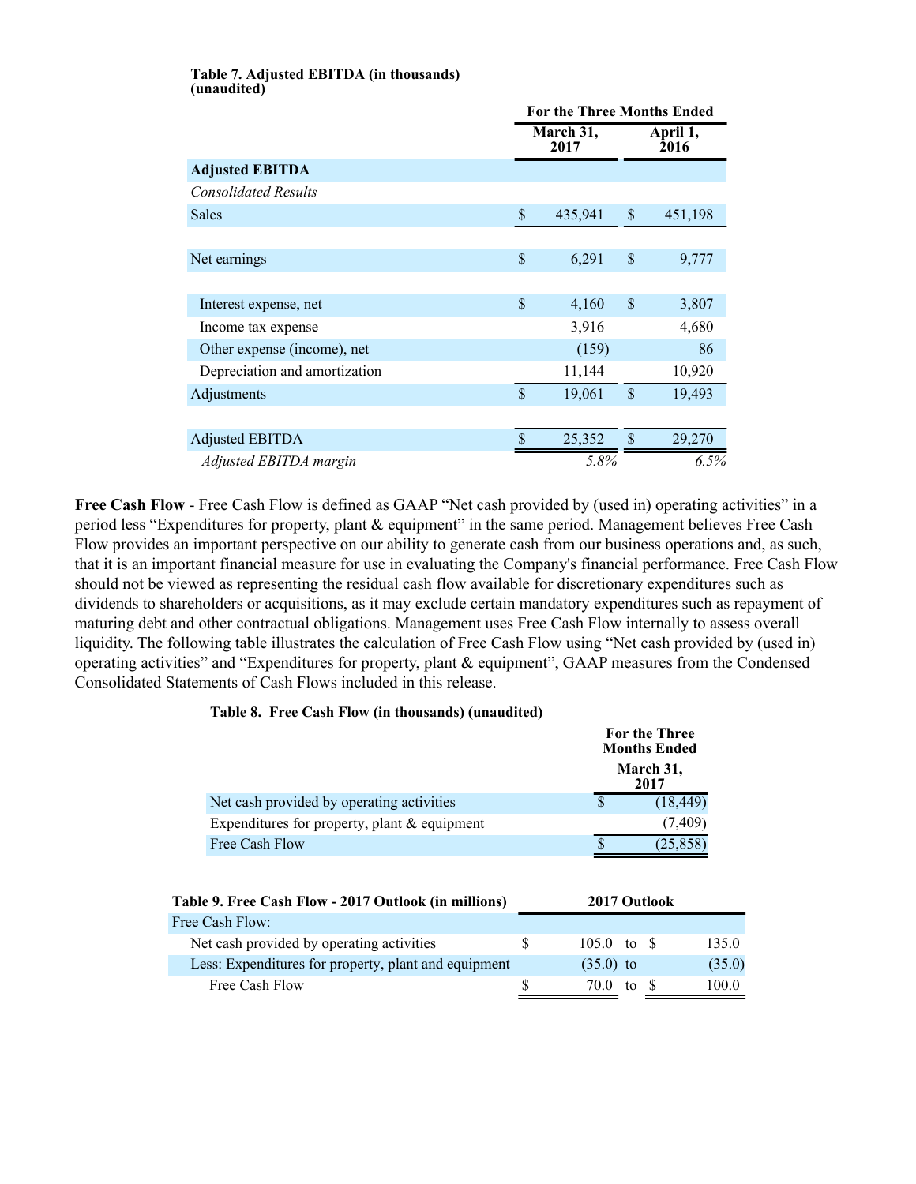**Table 7. Adjusted EBITDA (in thousands) (unaudited)**

| | For the Three Months Ended | |
|---|---|---|
| | March 31, 2017 | April 1, 2016 |
| **Adjusted EBITDA** | | |
| *Consolidated Results* | | |
| Sales | $ 435,941 | $ 451,198 |
| | | |
| Net earnings | $ 6,291 | $ 9,777 |
| | | |
| Interest expense, net | $ 4,160 | $ 3,807 |
| Income tax expense | 3,916 | 4,680 |
| Other expense (income), net | (159) | 86 |
| Depreciation and amortization | 11,144 | 10,920 |
| Adjustments | $ 19,061 | $ 19,493 |
| | | |
| Adjusted EBITDA | $ 25,352 | $ 29,270 |
| *Adjusted EBITDA margin* | *5.8%* | *6.5%* |

**Free Cash Flow** - Free Cash Flow is defined as GAAP "Net cash provided by (used in) operating activities" in a period less "Expenditures for property, plant & equipment" in the same period. Management believes Free Cash Flow provides an important perspective on our ability to generate cash from our business operations and, as such, that it is an important financial measure for use in evaluating the Company's financial performance. Free Cash Flow should not be viewed as representing the residual cash flow available for discretionary expenditures such as dividends to shareholders or acquisitions, as it may exclude certain mandatory expenditures such as repayment of maturing debt and other contractual obligations. Management uses Free Cash Flow internally to assess overall liquidity. The following table illustrates the calculation of Free Cash Flow using "Net cash provided by (used in) operating activities" and "Expenditures for property, plant & equipment", GAAP measures from the Condensed Consolidated Statements of Cash Flows included in this release.

**Table 8. Free Cash Flow (in thousands) (unaudited)**

| | For the Three Months Ended March 31, 2017 |
|---|---|
| Net cash provided by operating activities | $ (18,449) |
| Expenditures for property, plant & equipment | (7,409) |
| Free Cash Flow | $ (25,858) |

| **Table 9. Free Cash Flow - 2017 Outlook (in millions)** | **2017 Outlook** | | |
|---|---|---|---|
| Free Cash Flow: | | | |
| Net cash provided by operating activities | $ 105.0 | to | $ 135.0 |
| Less: Expenditures for property, plant and equipment | (35.0) | to | (35.0) |
| Free Cash Flow | $ 70.0 | to | $ 100.0 |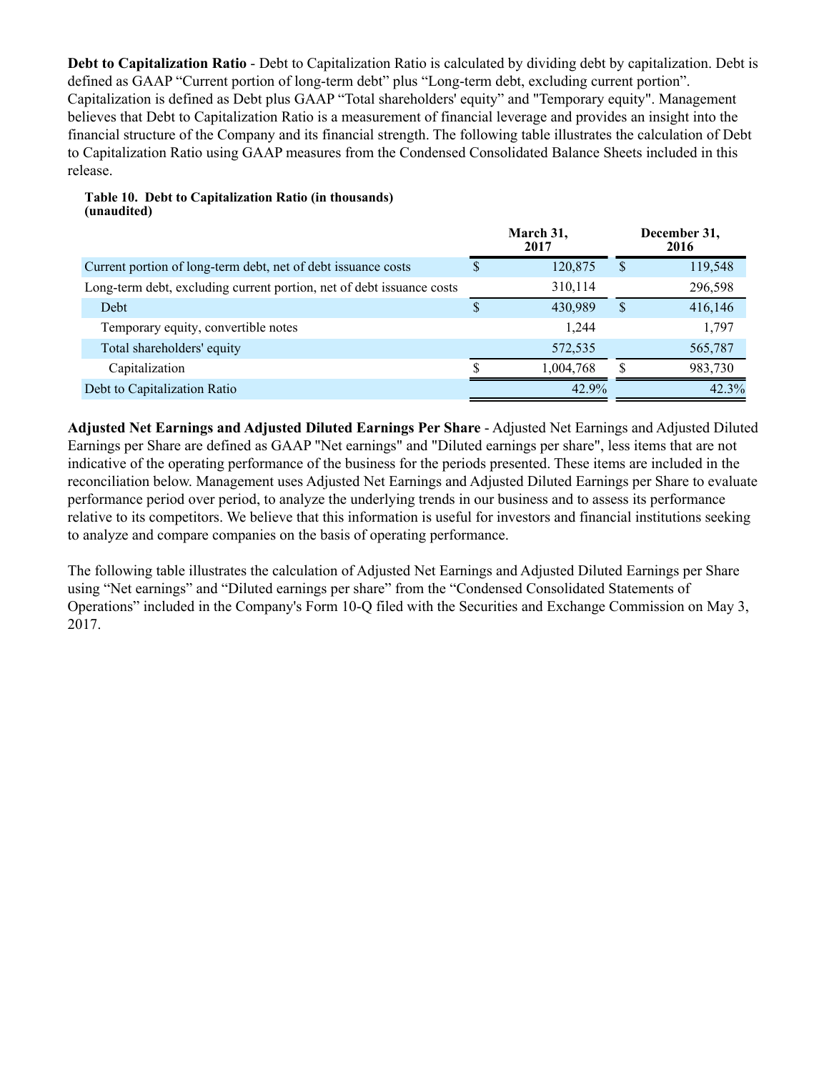**Debt to Capitalization Ratio** - Debt to Capitalization Ratio is calculated by dividing debt by capitalization. Debt is defined as GAAP "Current portion of long-term debt" plus "Long-term debt, excluding current portion". Capitalization is defined as Debt plus GAAP "Total shareholders' equity" and "Temporary equity". Management believes that Debt to Capitalization Ratio is a measurement of financial leverage and provides an insight into the financial structure of the Company and its financial strength. The following table illustrates the calculation of Debt to Capitalization Ratio using GAAP measures from the Condensed Consolidated Balance Sheets included in this release.

**Table 10. Debt to Capitalization Ratio (in thousands)**
**(unaudited)**

| | March 31, 2017 | December 31, 2016 |
|---|---|---|
| Current portion of long-term debt, net of debt issuance costs | $ 120,875 | $ 119,548 |
| Long-term debt, excluding current portion, net of debt issuance costs | 310,114 | 296,598 |
| Debt | $ 430,989 | $ 416,146 |
| Temporary equity, convertible notes | 1,244 | 1,797 |
| Total shareholders' equity | 572,535 | 565,787 |
| Capitalization | $ 1,004,768 | $ 983,730 |
| Debt to Capitalization Ratio | 42.9% | 42.3% |

**Adjusted Net Earnings and Adjusted Diluted Earnings Per Share** - Adjusted Net Earnings and Adjusted Diluted Earnings per Share are defined as GAAP "Net earnings" and "Diluted earnings per share", less items that are not indicative of the operating performance of the business for the periods presented. These items are included in the reconciliation below. Management uses Adjusted Net Earnings and Adjusted Diluted Earnings per Share to evaluate performance period over period, to analyze the underlying trends in our business and to assess its performance relative to its competitors. We believe that this information is useful for investors and financial institutions seeking to analyze and compare companies on the basis of operating performance.

The following table illustrates the calculation of Adjusted Net Earnings and Adjusted Diluted Earnings per Share using "Net earnings" and "Diluted earnings per share" from the "Condensed Consolidated Statements of Operations" included in the Company's Form 10-Q filed with the Securities and Exchange Commission on May 3, 2017.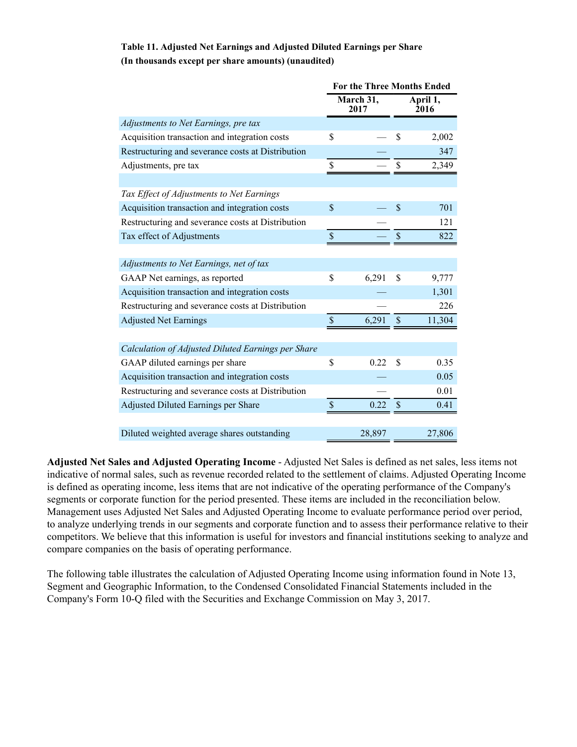**Table 11. Adjusted Net Earnings and Adjusted Diluted Earnings per Share**
**(In thousands except per share amounts) (unaudited)**

| | For the Three Months Ended | |
|---|---|---|
| | March 31, 2017 | April 1, 2016 |
| *Adjustments to Net Earnings, pre tax* | | |
| Acquisition transaction and integration costs | $ — | $ 2,002 |
| Restructuring and severance costs at Distribution | — | 347 |
| Adjustments, pre tax | $ — | $ 2,349 |
| | | |
| *Tax Effect of Adjustments to Net Earnings* | | |
| Acquisition transaction and integration costs | $ — | $ 701 |
| Restructuring and severance costs at Distribution | — | 121 |
| Tax effect of Adjustments | $ — | $ 822 |
| | | |
| *Adjustments to Net Earnings, net of tax* | | |
| GAAP Net earnings, as reported | $ 6,291 | $ 9,777 |
| Acquisition transaction and integration costs | — | 1,301 |
| Restructuring and severance costs at Distribution | — | 226 |
| Adjusted Net Earnings | $ 6,291 | $ 11,304 |
| | | |
| *Calculation of Adjusted Diluted Earnings per Share* | | |
| GAAP diluted earnings per share | $ 0.22 | $ 0.35 |
| Acquisition transaction and integration costs | — | 0.05 |
| Restructuring and severance costs at Distribution | — | 0.01 |
| Adjusted Diluted Earnings per Share | $ 0.22 | $ 0.41 |
| | | |
| Diluted weighted average shares outstanding | 28,897 | 27,806 |

**Adjusted Net Sales and Adjusted Operating Income** - Adjusted Net Sales is defined as net sales, less items not indicative of normal sales, such as revenue recorded related to the settlement of claims. Adjusted Operating Income is defined as operating income, less items that are not indicative of the operating performance of the Company's segments or corporate function for the period presented. These items are included in the reconciliation below. Management uses Adjusted Net Sales and Adjusted Operating Income to evaluate performance period over period, to analyze underlying trends in our segments and corporate function and to assess their performance relative to their competitors. We believe that this information is useful for investors and financial institutions seeking to analyze and compare companies on the basis of operating performance.

The following table illustrates the calculation of Adjusted Operating Income using information found in Note 13, Segment and Geographic Information, to the Condensed Consolidated Financial Statements included in the Company's Form 10-Q filed with the Securities and Exchange Commission on May 3, 2017.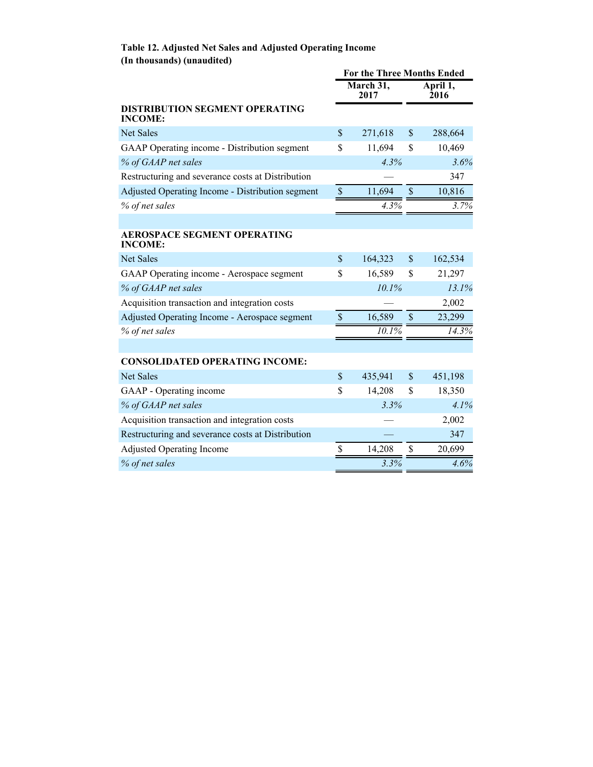**Table 12. Adjusted Net Sales and Adjusted Operating Income**
**(In thousands) (unaudited)**

| | For the Three Months Ended | |
|---|---|---|
| | March 31, 2017 | April 1, 2016 |
| **DISTRIBUTION SEGMENT OPERATING INCOME:** | | |
| Net Sales | $ 271,618 | $ 288,664 |
| GAAP Operating income - Distribution segment | $ 11,694 | $ 10,469 |
| *% of GAAP net sales* | *4.3%* | *3.6%* |
| Restructuring and severance costs at Distribution | — | 347 |
| Adjusted Operating Income - Distribution segment | $ 11,694 | $ 10,816 |
| *% of net sales* | *4.3%* | *3.7%* |
| | | |
| **AEROSPACE SEGMENT OPERATING INCOME:** | | |
| Net Sales | $ 164,323 | $ 162,534 |
| GAAP Operating income - Aerospace segment | $ 16,589 | $ 21,297 |
| *% of GAAP net sales* | *10.1%* | *13.1%* |
| Acquisition transaction and integration costs | — | 2,002 |
| Adjusted Operating Income - Aerospace segment | $ 16,589 | $ 23,299 |
| *% of net sales* | *10.1%* | *14.3%* |
| | | |
| **CONSOLIDATED OPERATING INCOME:** | | |
| Net Sales | $ 435,941 | $ 451,198 |
| GAAP - Operating income | $ 14,208 | $ 18,350 |
| *% of GAAP net sales* | *3.3%* | *4.1%* |
| Acquisition transaction and integration costs | — | 2,002 |
| Restructuring and severance costs at Distribution | — | 347 |
| Adjusted Operating Income | $ 14,208 | $ 20,699 |
| *% of net sales* | *3.3%* | *4.6%* |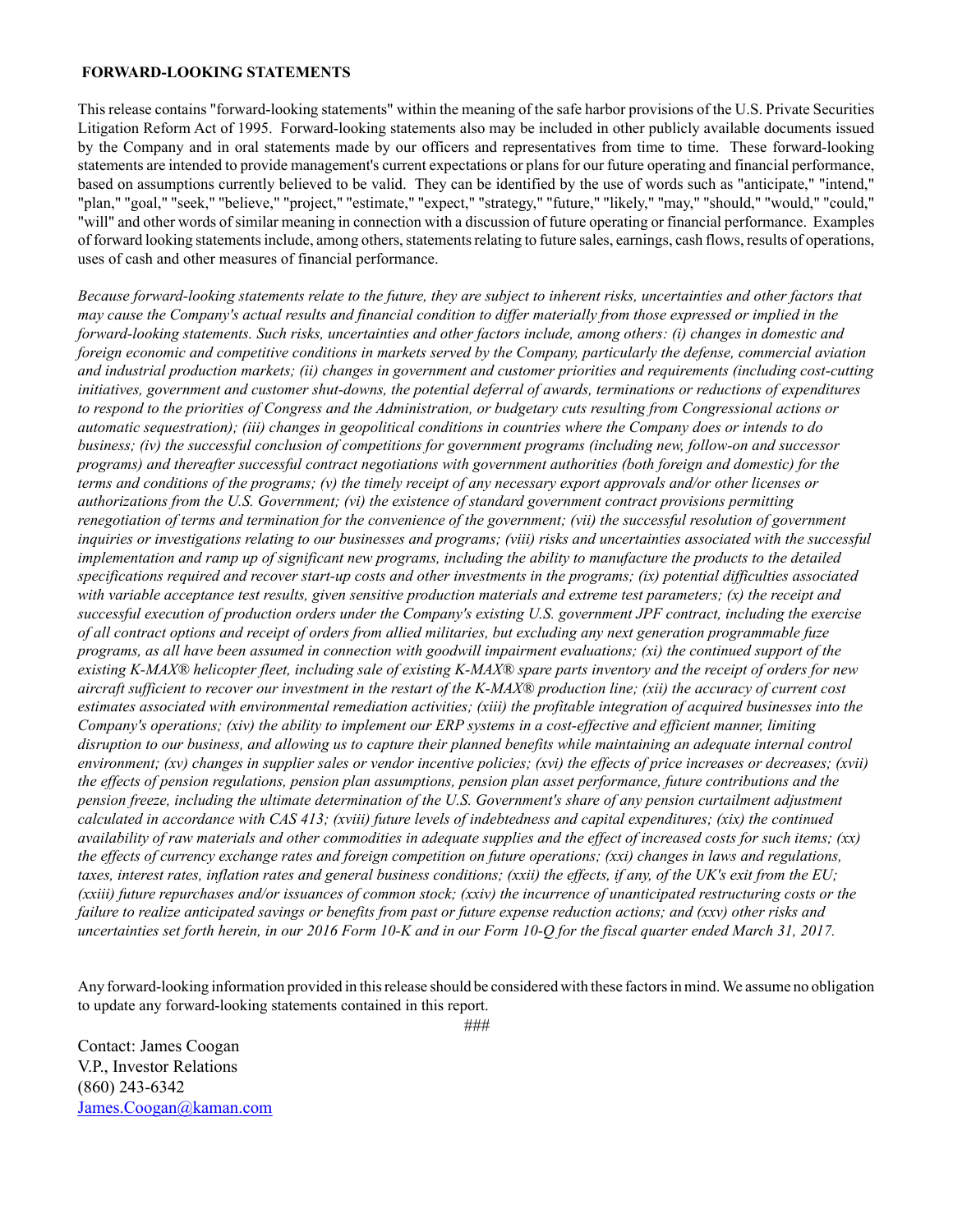**FORWARD-LOOKING STATEMENTS**

This release contains "forward-looking statements" within the meaning of the safe harbor provisions of the U.S. Private Securities Litigation Reform Act of 1995. Forward-looking statements also may be included in other publicly available documents issued by the Company and in oral statements made by our officers and representatives from time to time. These forward-looking statements are intended to provide management's current expectations or plans for our future operating and financial performance, based on assumptions currently believed to be valid. They can be identified by the use of words such as "anticipate," "intend," "plan," "goal," "seek," "believe," "project," "estimate," "expect," "strategy," "future," "likely," "may," "should," "would," "could," "will" and other words of similar meaning in connection with a discussion of future operating or financial performance. Examples of forward looking statements include, among others, statements relating to future sales, earnings, cash flows, results of operations, uses of cash and other measures of financial performance.

*Because forward-looking statements relate to the future, they are subject to inherent risks, uncertainties and other factors that may cause the Company's actual results and financial condition to differ materially from those expressed or implied in the forward-looking statements. Such risks, uncertainties and other factors include, among others: (i) changes in domestic and foreign economic and competitive conditions in markets served by the Company, particularly the defense, commercial aviation and industrial production markets; (ii) changes in government and customer priorities and requirements (including cost-cutting initiatives, government and customer shut-downs, the potential deferral of awards, terminations or reductions of expenditures to respond to the priorities of Congress and the Administration, or budgetary cuts resulting from Congressional actions or automatic sequestration); (iii) changes in geopolitical conditions in countries where the Company does or intends to do business; (iv) the successful conclusion of contract competitions for government programs (including new, follow-on and successor programs) and thereafter successful contract negotiations with government authorities (both foreign and domestic) for the terms and conditions of the programs; (v) the timely receipt of any necessary export approvals and/or other licenses or authorizations from the U.S. Government; (vi) the existence of standard government contract provisions permitting renegotiation of terms and termination for the convenience of the government; (vii) the successful resolution of government inquiries or investigations relating to our businesses and programs; (viii) risks and uncertainties associated with the successful implementation and ramp up of significant new programs, including the ability to manufacture the products to the detailed specifications required and recover start-up costs and other investments in the programs; (ix) potential difficulties associated with variable acceptance test results, given sensitive production materials and extreme test parameters; (x) the receipt and successful execution of production orders under the Company's existing U.S. government JPF contract, including the exercise of all contract options and receipt of orders from allied militaries, but excluding any next generation programmable fuze programs, as all have been assumed in connection with goodwill impairment evaluations; (xi) the continued support of the existing K-MAX® helicopter fleet, including sale of existing K-MAX® spare parts inventory and the receipt of orders for new aircraft sufficient to recover our investment in the restart of the K-MAX® production line; (xii) the accuracy of current cost estimates associated with environmental remediation activities; (xiii) the profitable integration of acquired businesses into the Company's operations; (xiv) the ability to implement our ERP systems in a cost-effective and efficient manner, limiting disruption to our business, and allowing us to capture their planned benefits while maintaining an adequate internal control environment; (xv) changes in supplier sales or vendor incentive policies; (xvi) the effects of price increases or decreases; (xvii) the effects of pension regulations, pension plan assumptions, pension plan asset performance, future contributions and the pension freeze, including the ultimate determination of the U.S. Government's share of any pension curtailment adjustment calculated in accordance with CAS 413; (xviii) future levels of indebtedness and capital expenditures; (xix) the continued availability of raw materials and other commodities in adequate supplies and the effect of increased costs for such items; (xx) the effects of currency exchange rates and foreign competition on future operations; (xxi) changes in laws and regulations, taxes, interest rates, inflation rates and general business conditions; (xxii) the effects, if any, of the UK's exit from the EU; (xxiii) future repurchases and/or issuances of common stock; (xxiv) the incurrence of unanticipated restructuring costs or the failure to realize anticipated savings or benefits from past or future expense reduction actions; and (xxv) other risks and uncertainties set forth herein, in our 2016 Form 10-K and in our Form 10-Q for the fiscal quarter ended March 31, 2017.*

Any forward-looking information provided in this release should be considered with these factors in mind. We assume no obligation to update any forward-looking statements contained in this report.

###

Contact: James Coogan
V.P., Investor Relations
(860) 243-6342
James.Coogan@kaman.com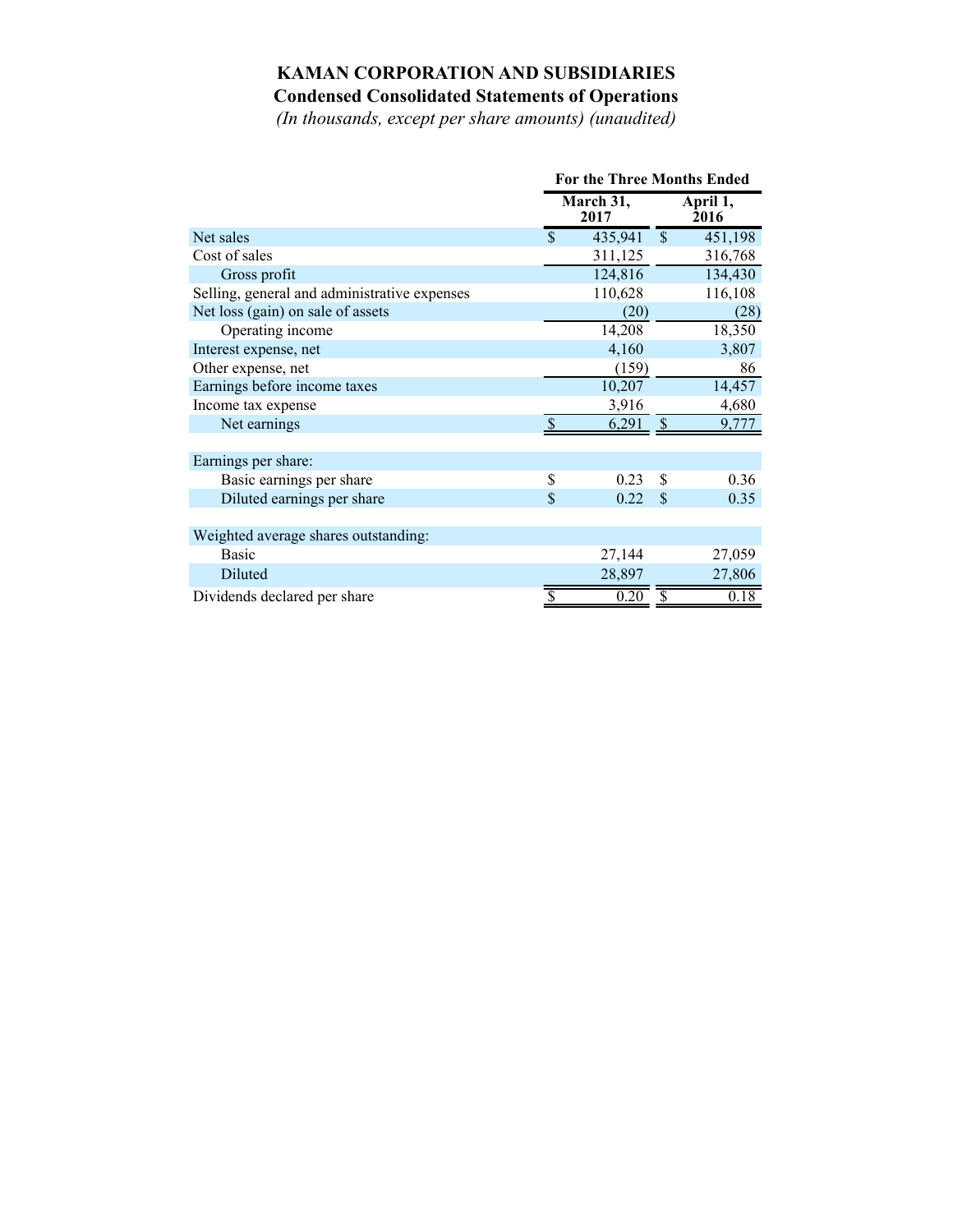# KAMAN CORPORATION AND SUBSIDIARIES

## Condensed Consolidated Statements of Operations

*(In thousands, except per share amounts) (unaudited)*

| | For the Three Months Ended | |
|---|---|---|
| | March 31, 2017 | April 1, 2016 |
| Net sales | $ 435,941 | $ 451,198 |
| Cost of sales | 311,125 | 316,768 |
| Gross profit | 124,816 | 134,430 |
| Selling, general and administrative expenses | 110,628 | 116,108 |
| Net loss (gain) on sale of assets | (20) | (28) |
| Operating income | 14,208 | 18,350 |
| Interest expense, net | 4,160 | 3,807 |
| Other expense, net | (159) | 86 |
| Earnings before income taxes | 10,207 | 14,457 |
| Income tax expense | 3,916 | 4,680 |
| Net earnings | $ 6,291 | $ 9,777 |
| | | |
| Earnings per share: | | |
| Basic earnings per share | $ 0.23 | $ 0.36 |
| Diluted earnings per share | $ 0.22 | $ 0.35 |
| | | |
| Weighted average shares outstanding: | | |
| Basic | 27,144 | 27,059 |
| Diluted | 28,897 | 27,806 |
| Dividends declared per share | $ 0.20 | $ 0.18 |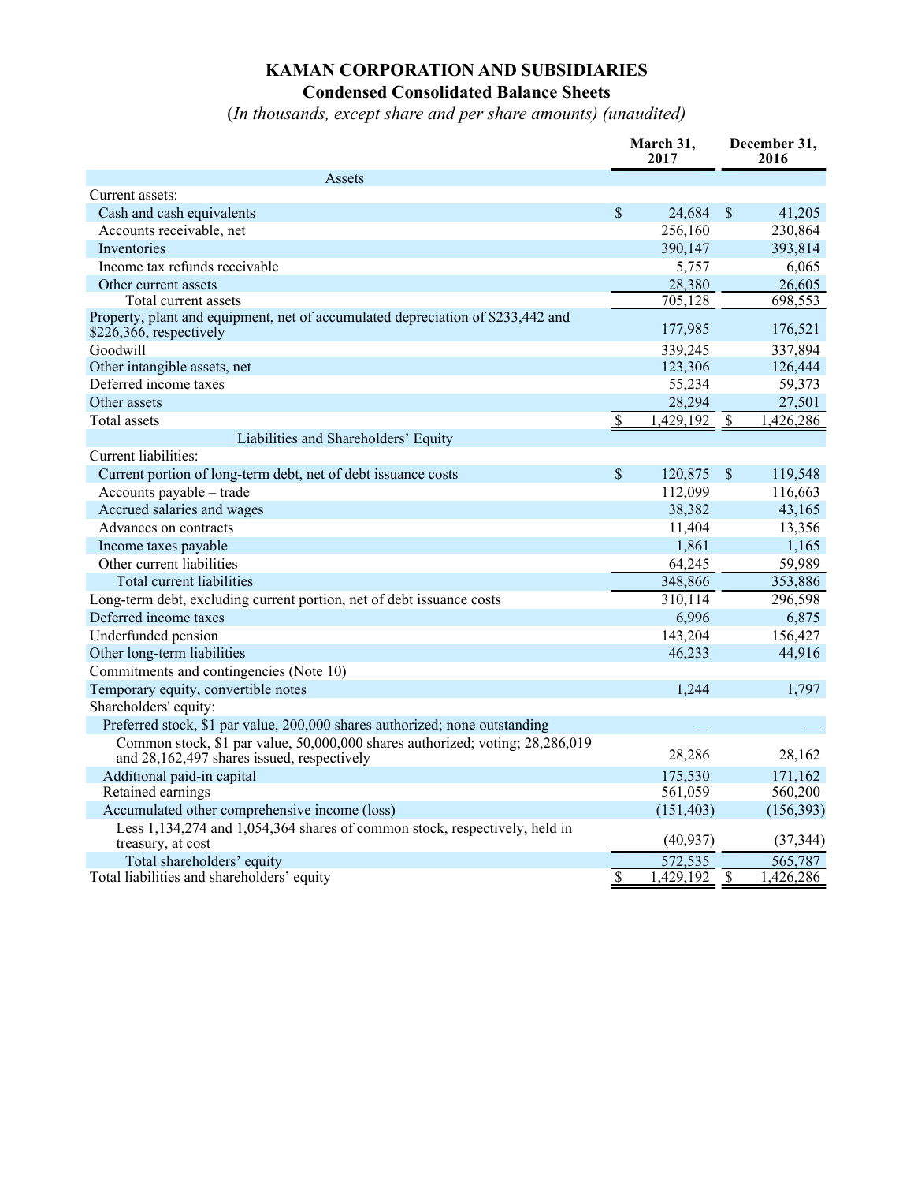# KAMAN CORPORATION AND SUBSIDIARIES

## Condensed Consolidated Balance Sheets

(*In thousands, except share and per share amounts) (unaudited)*

| | March 31, 2017 | December 31, 2016 |
|---|---|---|
| **Assets** | | |
| Current assets: | | |
| Cash and cash equivalents | $ 24,684 | $ 41,205 |
| Accounts receivable, net | 256,160 | 230,864 |
| Inventories | 390,147 | 393,814 |
| Income tax refunds receivable | 5,757 | 6,065 |
| Other current assets | 28,380 | 26,605 |
| Total current assets | 705,128 | 698,553 |
| Property, plant and equipment, net of accumulated depreciation of $233,442 and $226,366, respectively | 177,985 | 176,521 |
| Goodwill | 339,245 | 337,894 |
| Other intangible assets, net | 123,306 | 126,444 |
| Deferred income taxes | 55,234 | 59,373 |
| Other assets | 28,294 | 27,501 |
| Total assets | $ 1,429,192 | $ 1,426,286 |
| **Liabilities and Shareholders' Equity** | | |
| Current liabilities: | | |
| Current portion of long-term debt, net of debt issuance costs | $ 120,875 | $ 119,548 |
| Accounts payable – trade | 112,099 | 116,663 |
| Accrued salaries and wages | 38,382 | 43,165 |
| Advances on contracts | 11,404 | 13,356 |
| Income taxes payable | 1,861 | 1,165 |
| Other current liabilities | 64,245 | 59,989 |
| Total current liabilities | 348,866 | 353,886 |
| Long-term debt, excluding current portion, net of debt issuance costs | 310,114 | 296,598 |
| Deferred income taxes | 6,996 | 6,875 |
| Underfunded pension | 143,204 | 156,427 |
| Other long-term liabilities | 46,233 | 44,916 |
| Commitments and contingencies (Note 10) | | |
| Temporary equity, convertible notes | 1,244 | 1,797 |
| Shareholders' equity: | | |
| Preferred stock, $1 par value, 200,000 shares authorized; none outstanding | — | — |
| Common stock, $1 par value, 50,000,000 shares authorized; voting; 28,286,019 and 28,162,497 shares issued, respectively | 28,286 | 28,162 |
| Additional paid-in capital | 175,530 | 171,162 |
| Retained earnings | 561,059 | 560,200 |
| Accumulated other comprehensive income (loss) | (151,403) | (156,393) |
| Less 1,134,274 and 1,054,364 shares of common stock, respectively, held in treasury, at cost | (40,937) | (37,344) |
| Total shareholders' equity | 572,535 | 565,787 |
| Total liabilities and shareholders' equity | $ 1,429,192 | $ 1,426,286 |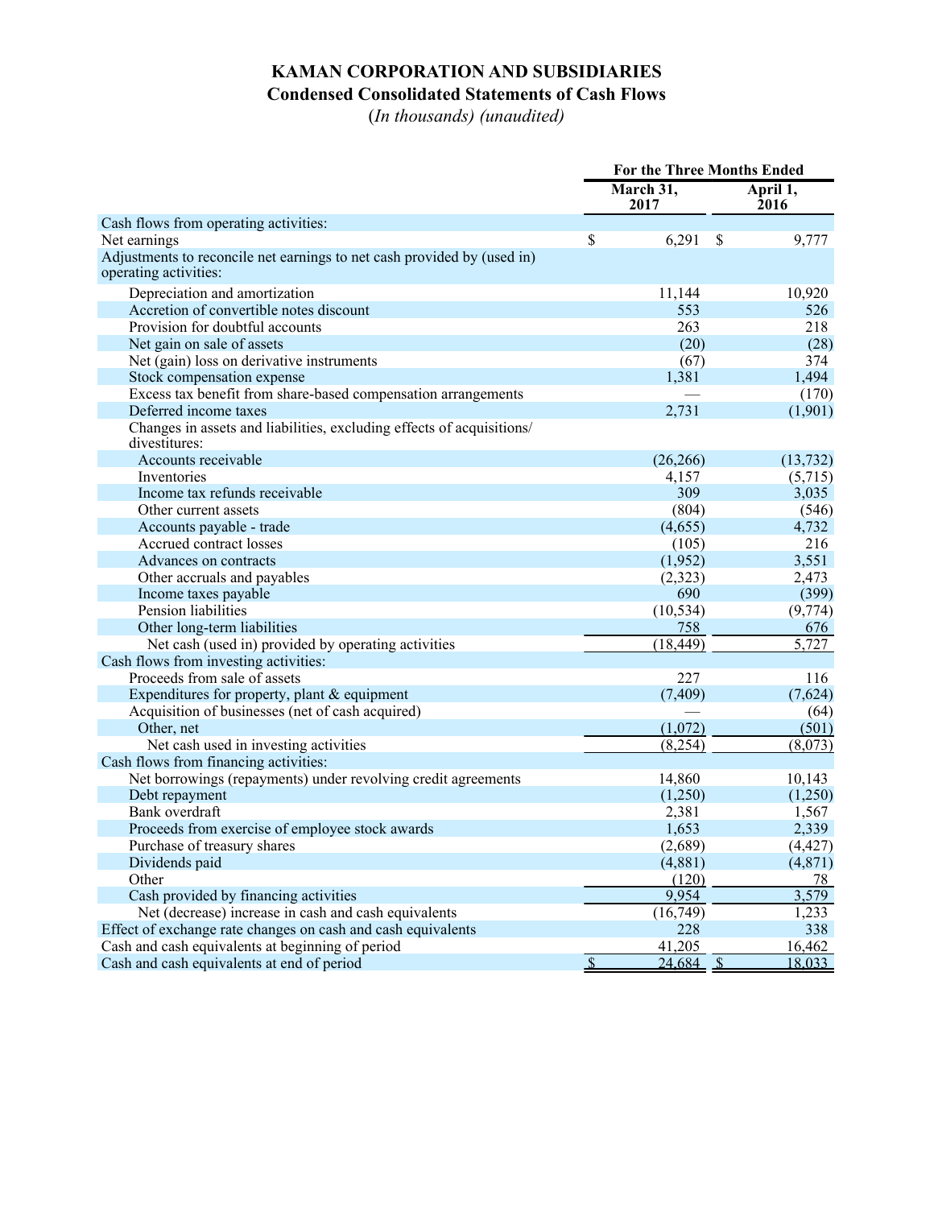# KAMAN CORPORATION AND SUBSIDIARIES

## Condensed Consolidated Statements of Cash Flows

(*In thousands*) *(unaudited)*

| | For the Three Months Ended | |
|---|---|---|
| | March 31, 2017 | April 1, 2016 |
| Cash flows from operating activities: | | |
| Net earnings | $ 6,291 | $ 9,777 |
| Adjustments to reconcile net earnings to net cash provided by (used in) operating activities: | | |
| Depreciation and amortization | 11,144 | 10,920 |
| Accretion of convertible notes discount | 553 | 526 |
| Provision for doubtful accounts | 263 | 218 |
| Net gain on sale of assets | (20) | (28) |
| Net (gain) loss on derivative instruments | (67) | 374 |
| Stock compensation expense | 1,381 | 1,494 |
| Excess tax benefit from share-based compensation arrangements | — | (170) |
| Deferred income taxes | 2,731 | (1,901) |
| Changes in assets and liabilities, excluding effects of acquisitions/ divestitures: | | |
| Accounts receivable | (26,266) | (13,732) |
| Inventories | 4,157 | (5,715) |
| Income tax refunds receivable | 309 | 3,035 |
| Other current assets | (804) | (546) |
| Accounts payable - trade | (4,655) | 4,732 |
| Accrued contract losses | (105) | 216 |
| Advances on contracts | (1,952) | 3,551 |
| Other accruals and payables | (2,323) | 2,473 |
| Income taxes payable | 690 | (399) |
| Pension liabilities | (10,534) | (9,774) |
| Other long-term liabilities | 758 | 676 |
| Net cash (used in) provided by operating activities | (18,449) | 5,727 |
| Cash flows from investing activities: | | |
| Proceeds from sale of assets | 227 | 116 |
| Expenditures for property, plant & equipment | (7,409) | (7,624) |
| Acquisition of businesses (net of cash acquired) | — | (64) |
| Other, net | (1,072) | (501) |
| Net cash used in investing activities | (8,254) | (8,073) |
| Cash flows from financing activities: | | |
| Net borrowings (repayments) under revolving credit agreements | 14,860 | 10,143 |
| Debt repayment | (1,250) | (1,250) |
| Bank overdraft | 2,381 | 1,567 |
| Proceeds from exercise of employee stock awards | 1,653 | 2,339 |
| Purchase of treasury shares | (2,689) | (4,427) |
| Dividends paid | (4,881) | (4,871) |
| Other | (120) | 78 |
| Cash provided by financing activities | 9,954 | 3,579 |
| Net (decrease) increase in cash and cash equivalents | (16,749) | 1,233 |
| Effect of exchange rate changes on cash and cash equivalents | 228 | 338 |
| Cash and cash equivalents at beginning of period | 41,205 | 16,462 |
| Cash and cash equivalents at end of period | $ 24,684 | $ 18,033 |